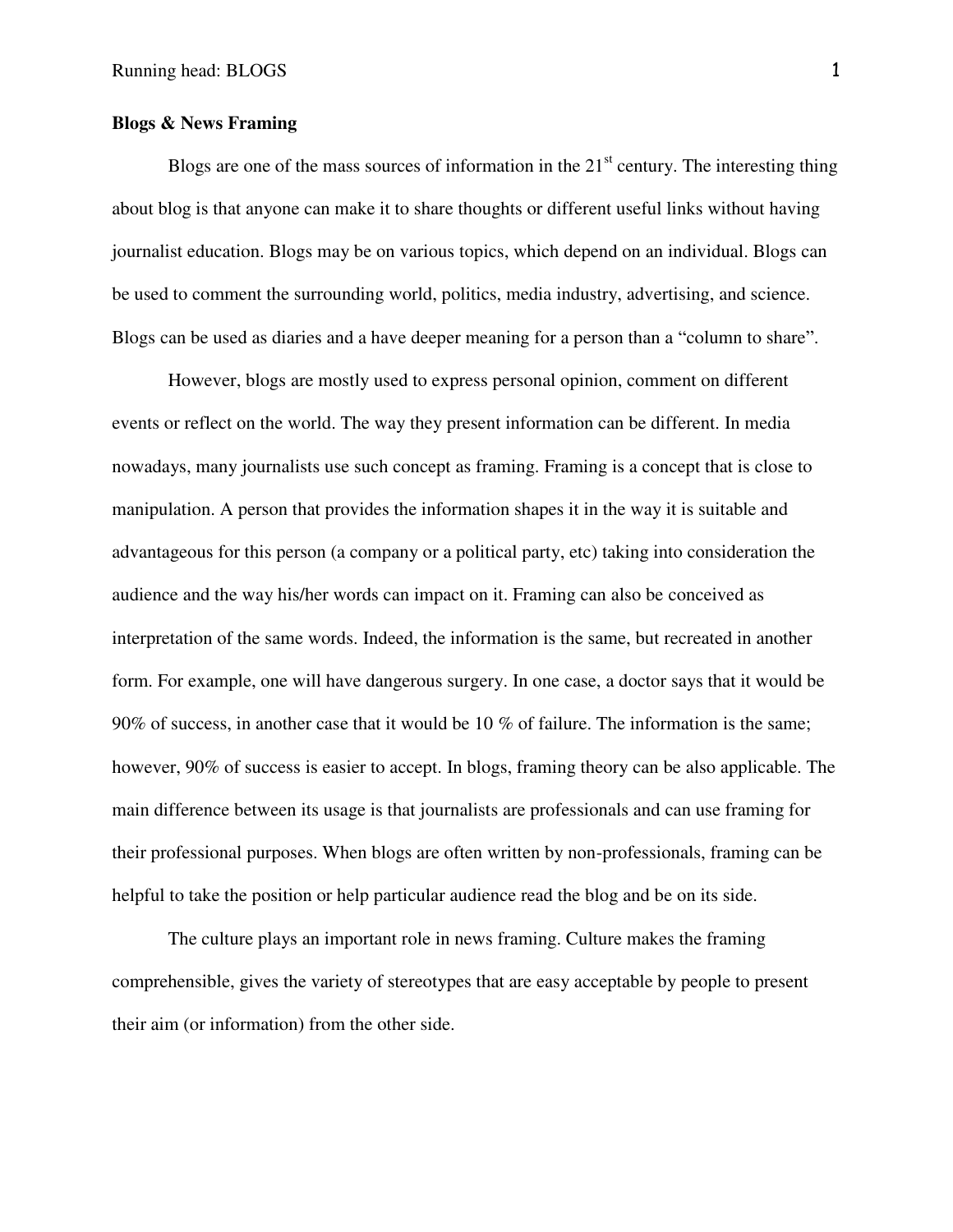**Blogs & News Framing**

Blogs are one of the mass sources of information in the $21^{st}$ century. The interesting thing about blog is that anyone can make it to share thoughts or different useful links without having journalist education. Blogs may be on various topics, which depend on an individual. Blogs can be used to comment the surrounding world, politics, media industry, advertising, and science. Blogs can be used as diaries and a have deeper meaning for a person than a "column to share".

However, blogs are mostly used to express personal opinion, comment on different events or reflect on the world. The way they present information can be different. In media nowadays, many journalists use such concept as framing. Framing is a concept that is close to manipulation. A person that provides the information shapes it in the way it is suitable and advantageous for this person (a company or a political party, etc) taking into consideration the audience and the way his/her words can impact on it. Framing can also be conceived as interpretation of the same words. Indeed, the information is the same, but recreated in another form. For example, one will have dangerous surgery. In one case, a doctor says that it would be 90% of success, in another case that it would be 10 % of failure. The information is the same; however, 90% of success is easier to accept. In blogs, framing theory can be also applicable. The main difference between its usage is that journalists are professionals and can use framing for their professional purposes. When blogs are often written by non-professionals, framing can be helpful to take the position or help particular audience read the blog and be on its side.

The culture plays an important role in news framing. Culture makes the framing comprehensible, gives the variety of stereotypes that are easy acceptable by people to present their aim (or information) from the other side.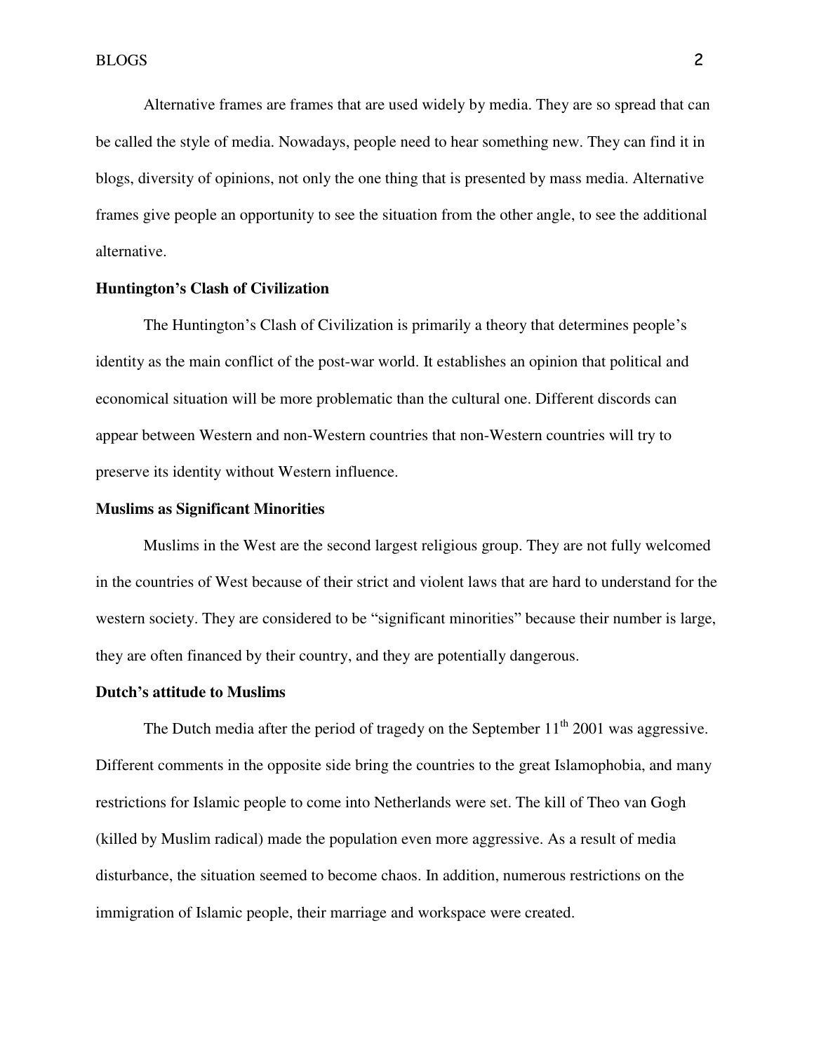Alternative frames are frames that are used widely by media. They are so spread that can be called the style of media. Nowadays, people need to hear something new. They can find it in blogs, diversity of opinions, not only the one thing that is presented by mass media. Alternative frames give people an opportunity to see the situation from the other angle, to see the additional alternative.

**Huntington's Clash of Civilization**

The Huntington's Clash of Civilization is primarily a theory that determines people's identity as the main conflict of the post-war world. It establishes an opinion that political and economical situation will be more problematic than the cultural one. Different discords can appear between Western and non-Western countries that non-Western countries will try to preserve its identity without Western influence.

**Muslims as Significant Minorities**

Muslims in the West are the second largest religious group. They are not fully welcomed in the countries of West because of their strict and violent laws that are hard to understand for the western society. They are considered to be "significant minorities" because their number is large, they are often financed by their country, and they are potentially dangerous.

**Dutch's attitude to Muslims**

The Dutch media after the period of tragedy on the September 11th 2001 was aggressive. Different comments in the opposite side bring the countries to the great Islamophobia, and many restrictions for Islamic people to come into Netherlands were set. The kill of Theo van Gogh (killed by Muslim radical) made the population even more aggressive. As a result of media disturbance, the situation seemed to become chaos. In addition, numerous restrictions on the immigration of Islamic people, their marriage and workspace were created.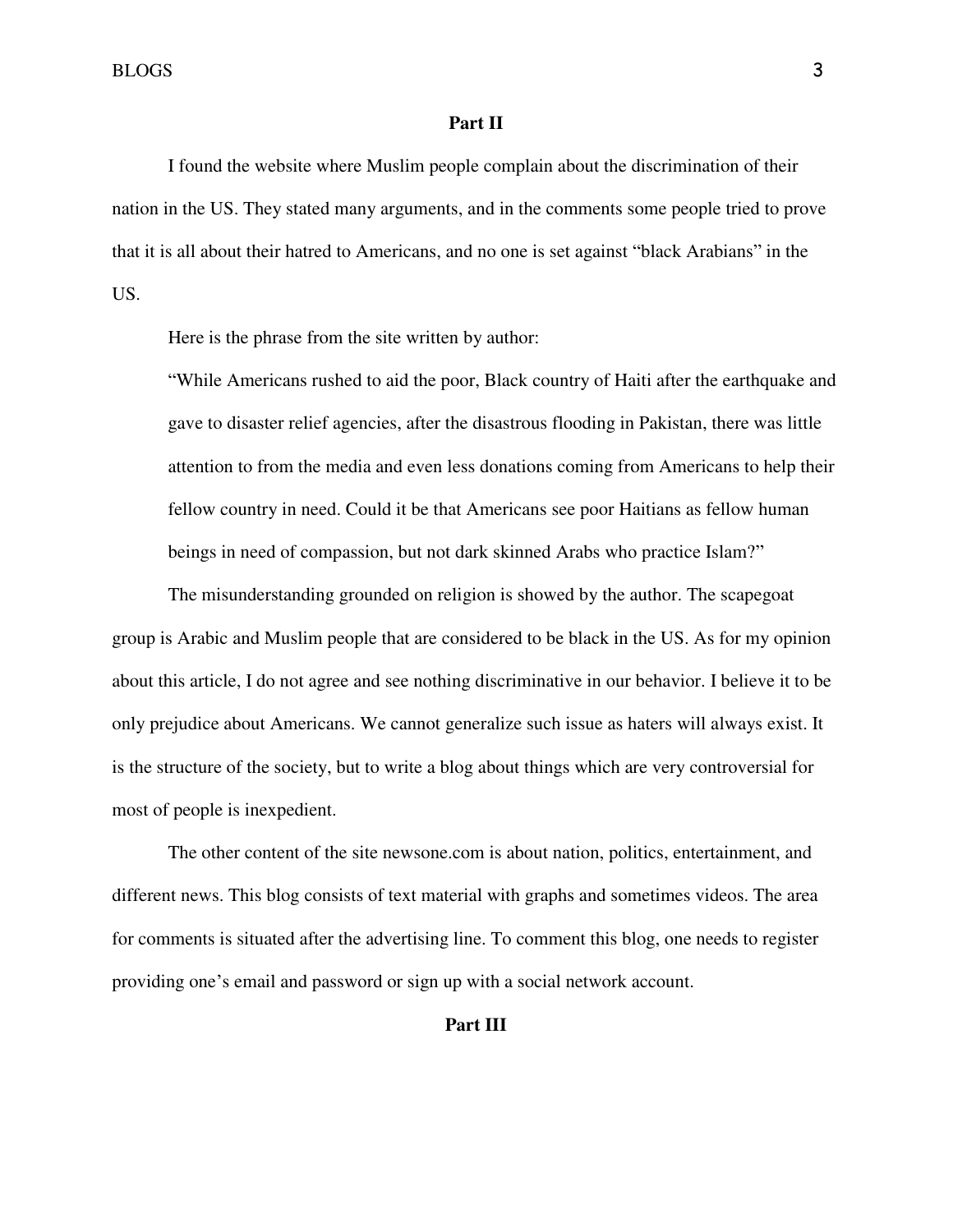## Part II

I found the website where Muslim people complain about the discrimination of their nation in the US. They stated many arguments, and in the comments some people tried to prove that it is all about their hatred to Americans, and no one is set against "black Arabians" in the US.

Here is the phrase from the site written by author:

> "While Americans rushed to aid the poor, Black country of Haiti after the earthquake and gave to disaster relief agencies, after the disastrous flooding in Pakistan, there was little attention to from the media and even less donations coming from Americans to help their fellow country in need. Could it be that Americans see poor Haitians as fellow human beings in need of compassion, but not dark skinned Arabs who practice Islam?"

The misunderstanding grounded on religion is showed by the author. The scapegoat group is Arabic and Muslim people that are considered to be black in the US. As for my opinion about this article, I do not agree and see nothing discriminative in our behavior. I believe it to be only prejudice about Americans. We cannot generalize such issue as haters will always exist. It is the structure of the society, but to write a blog about things which are very controversial for most of people is inexpedient.

The other content of the site newsone.com is about nation, politics, entertainment, and different news. This blog consists of text material with graphs and sometimes videos. The area for comments is situated after the advertising line. To comment this blog, one needs to register providing one's email and password or sign up with a social network account.

## Part III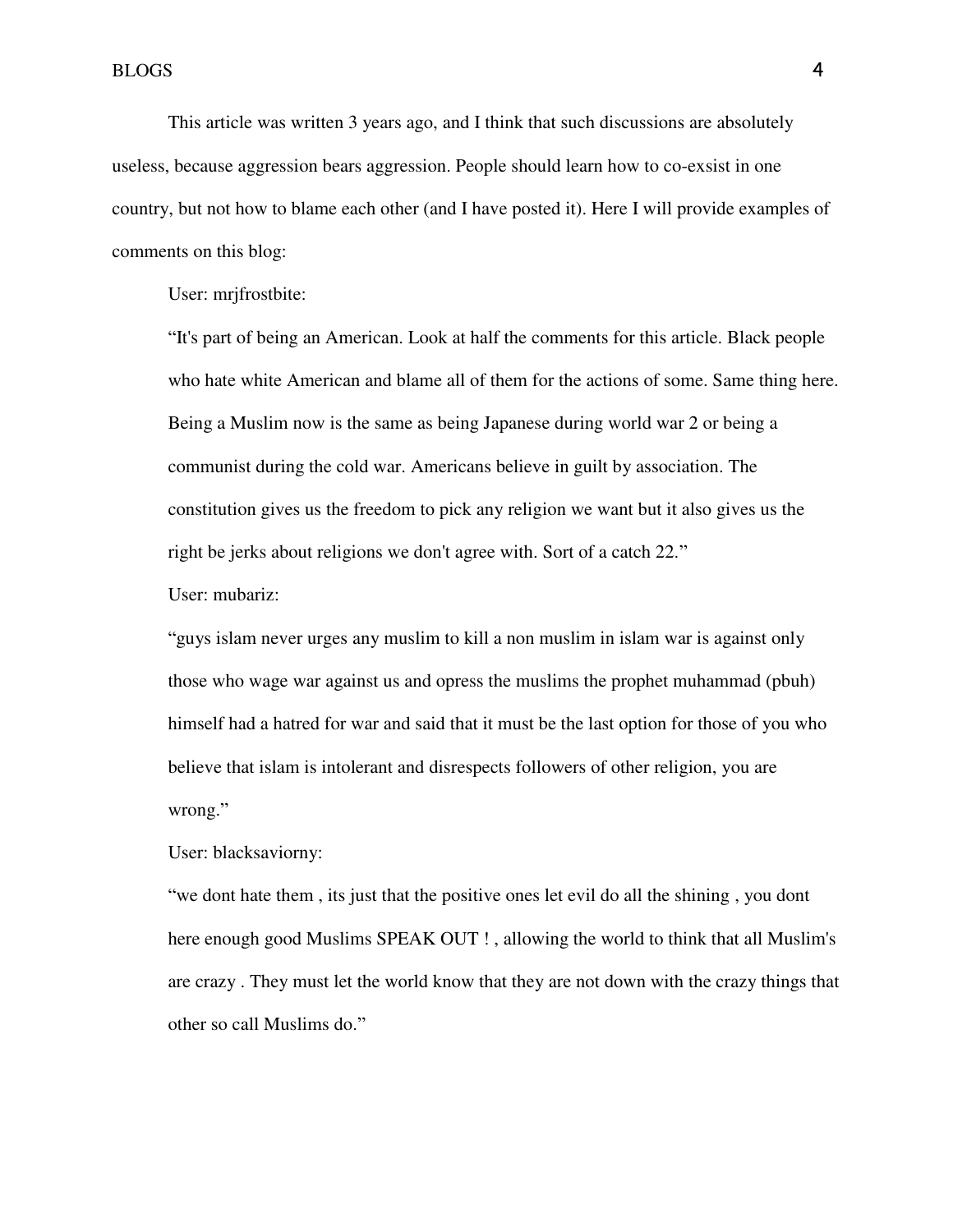This article was written 3 years ago, and I think that such discussions are absolutely useless, because aggression bears aggression. People should learn how to co-exsist in one country, but not how to blame each other (and I have posted it). Here I will provide examples of comments on this blog:

User: mrjfrostbite:

"It's part of being an American. Look at half the comments for this article. Black people who hate white American and blame all of them for the actions of some. Same thing here. Being a Muslim now is the same as being Japanese during world war 2 or being a communist during the cold war. Americans believe in guilt by association. The constitution gives us the freedom to pick any religion we want but it also gives us the right be jerks about religions we don't agree with. Sort of a catch 22."

User: mubariz:

"guys islam never urges any muslim to kill a non muslim in islam war is against only those who wage war against us and opress the muslims the prophet muhammad (pbuh) himself had a hatred for war and said that it must be the last option for those of you who believe that islam is intolerant and disrespects followers of other religion, you are wrong."

User: blacksaviorny:

"we dont hate them , its just that the positive ones let evil do all the shining , you dont here enough good Muslims SPEAK OUT ! , allowing the world to think that all Muslim's are crazy . They must let the world know that they are not down with the crazy things that other so call Muslims do."